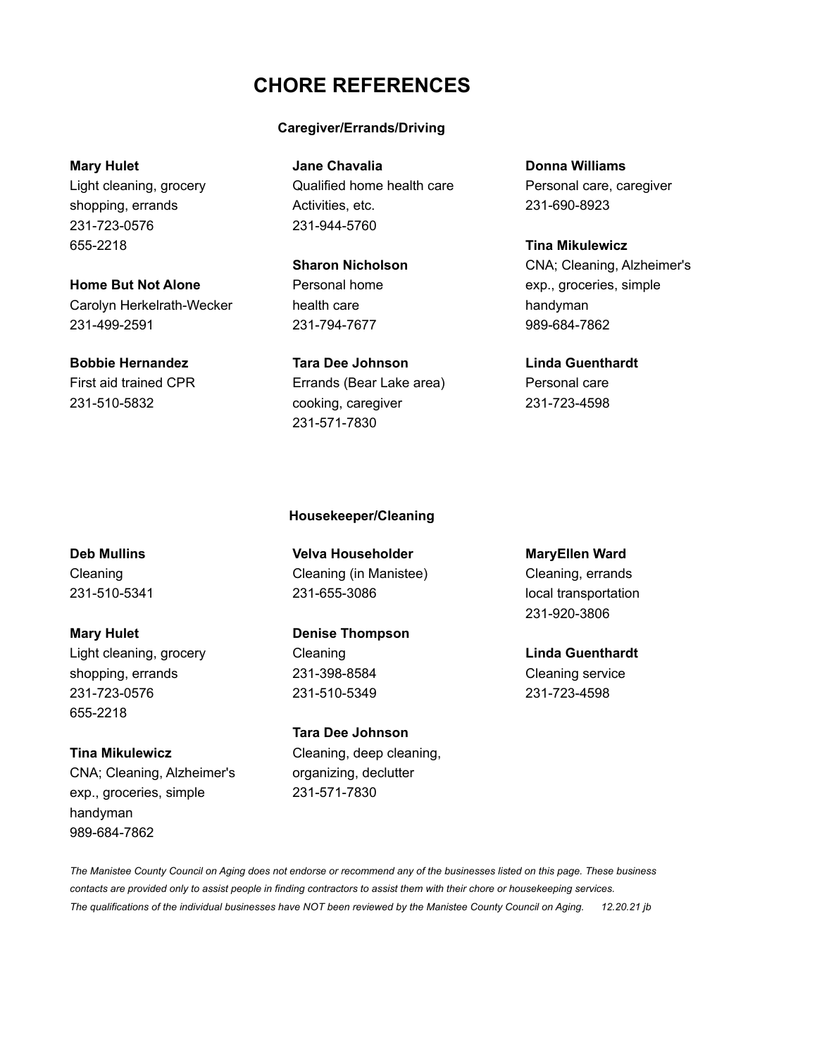# CHORE REFERENCES

### Caregiver/Errands/Driving

**Mary Hulet**
Light cleaning, grocery shopping, errands
231-723-0576
655-2218

**Home But Not Alone**
Carolyn Herkelrath-Wecker
231-499-2591

**Bobbie Hernandez**
First aid trained CPR
231-510-5832

**Jane Chavalia**
Qualified home health care
Activities, etc.
231-944-5760

**Sharon Nicholson**
Personal home health care
231-794-7677

**Tara Dee Johnson**
Errands (Bear Lake area) cooking, caregiver
231-571-7830

**Donna Williams**
Personal care, caregiver
231-690-8923

**Tina Mikulewicz**
CNA; Cleaning, Alzheimer's exp., groceries, simple handyman
989-684-7862

**Linda Guenthardt**
Personal care
231-723-4598

### Housekeeper/Cleaning

**Deb Mullins**
Cleaning
231-510-5341

**Mary Hulet**
Light cleaning, grocery shopping, errands
231-723-0576
655-2218

**Tina Mikulewicz**
CNA; Cleaning, Alzheimer's exp., groceries, simple handyman
989-684-7862

**Velva Householder**
Cleaning (in Manistee)
231-655-3086

**Denise Thompson**
Cleaning
231-398-8584
231-510-5349

**Tara Dee Johnson**
Cleaning, deep cleaning, organizing, declutter
231-571-7830

**MaryEllen Ward**
Cleaning, errands
local transportation
231-920-3806

**Linda Guenthardt**
Cleaning service
231-723-4598

*The Manistee County Council on Aging does not endorse or recommend any of the businesses listed on this page. These business contacts are provided only to assist people in finding contractors to assist them with their chore or housekeeping services. The qualifications of the individual businesses have NOT been reviewed by the Manistee County Council on Aging. 12.20.21 jb*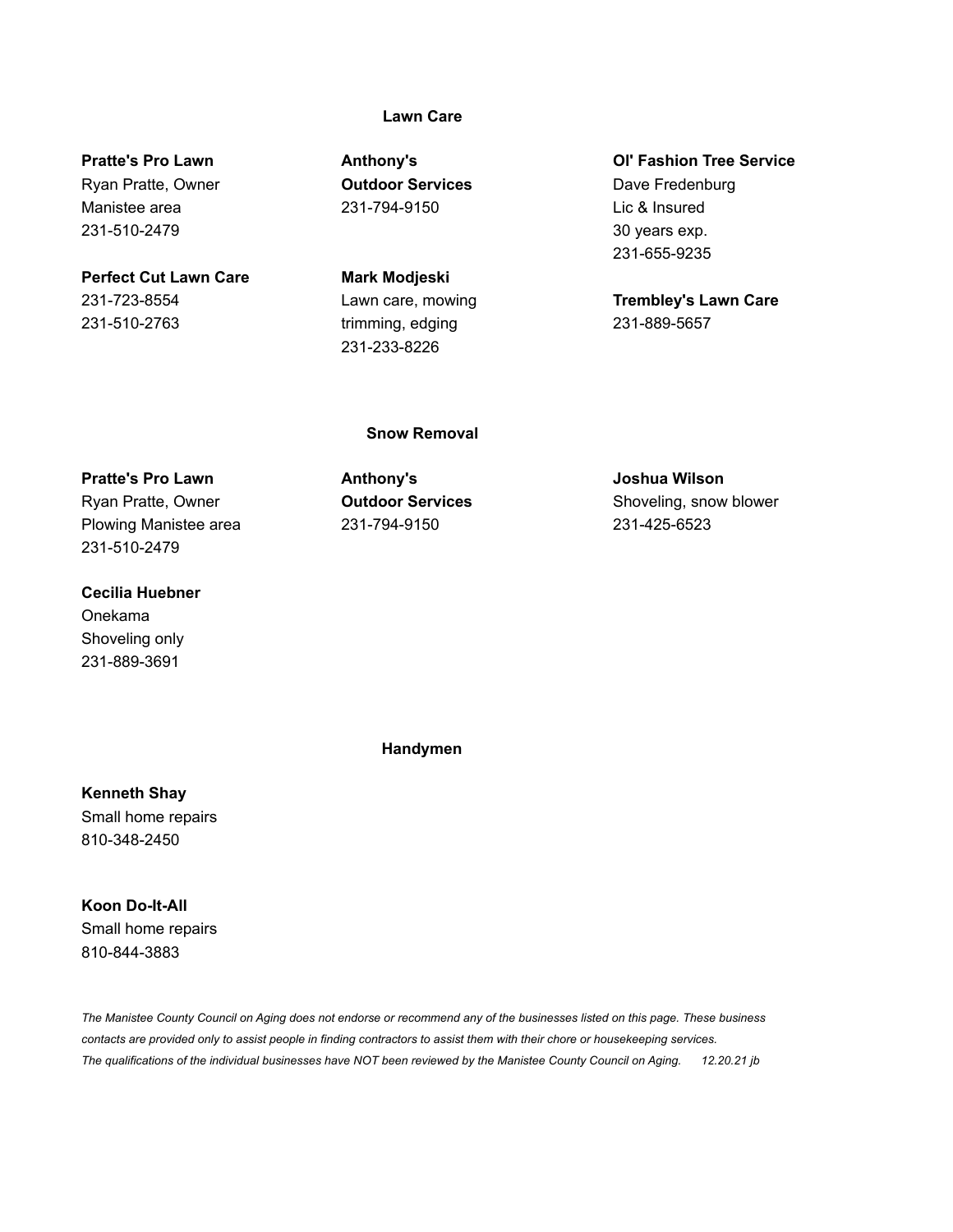## Lawn Care

**Pratte's Pro Lawn**
Ryan Pratte, Owner
Manistee area
231-510-2479

**Perfect Cut Lawn Care**
231-723-8554
231-510-2763

**Anthony's Outdoor Services**
231-794-9150

**Mark Modjeski**
Lawn care, mowing
trimming, edging
231-233-8226

**Ol' Fashion Tree Service**
Dave Fredenburg
Lic & Insured
30 years exp.
231-655-9235

**Trembley's Lawn Care**
231-889-5657

## Snow Removal

**Pratte's Pro Lawn**
Ryan Pratte, Owner
Plowing Manistee area
231-510-2479

**Cecilia Huebner**
Onekama
Shoveling only
231-889-3691

**Anthony's Outdoor Services**
231-794-9150

**Joshua Wilson**
Shoveling, snow blower
231-425-6523

## Handymen

**Kenneth Shay**
Small home repairs
810-348-2450

**Koon Do-It-All**
Small home repairs
810-844-3883

*The Manistee County Council on Aging does not endorse or recommend any of the businesses listed on this page. These business contacts are provided only to assist people in finding contractors to assist them with their chore or housekeeping services. The qualifications of the individual businesses have NOT been reviewed by the Manistee County Council on Aging. 12.20.21 jb*